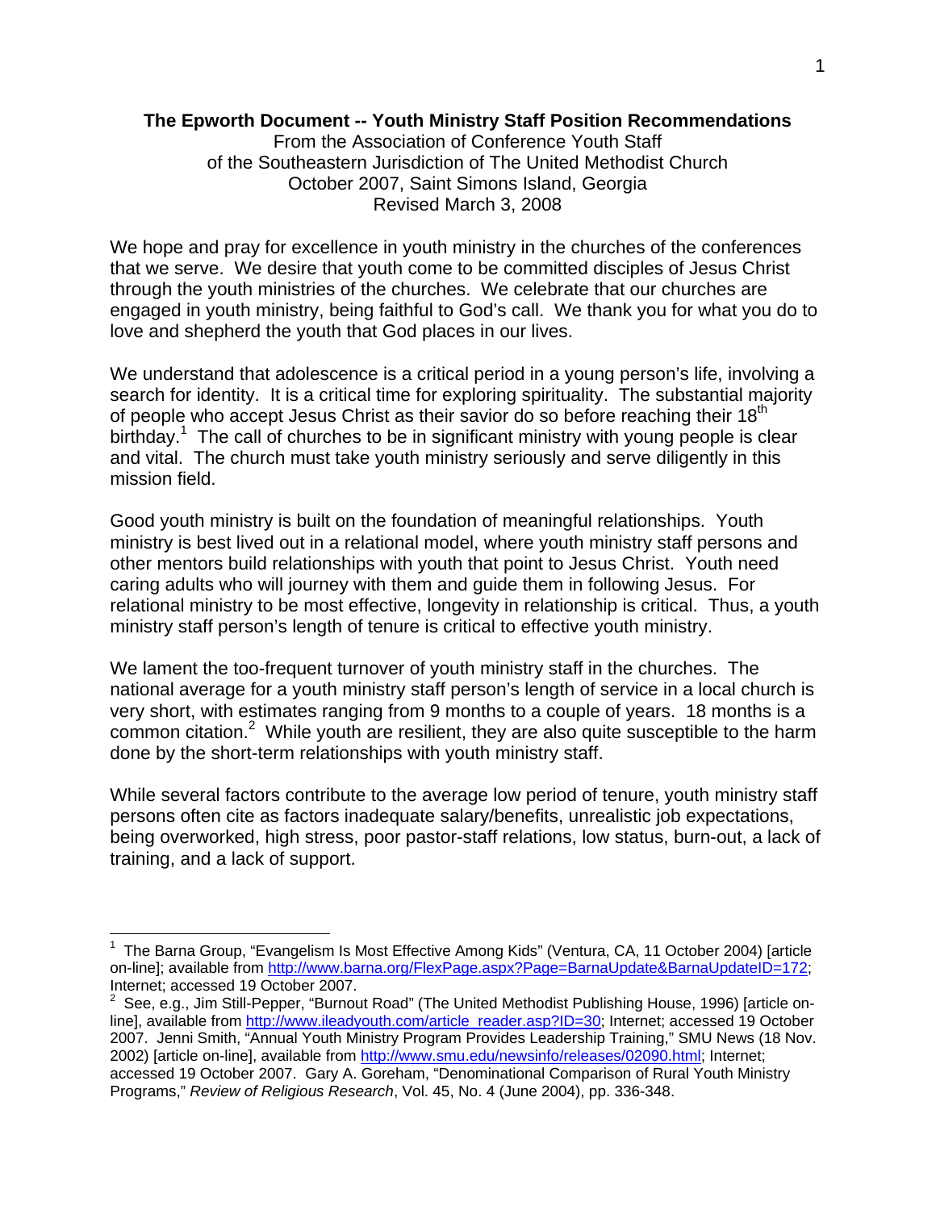**The Epworth Document -- Youth Ministry Staff Position Recommendations**

From the Association of Conference Youth Staff
of the Southeastern Jurisdiction of The United Methodist Church
October 2007, Saint Simons Island, Georgia
Revised March 3, 2008

We hope and pray for excellence in youth ministry in the churches of the conferences that we serve. We desire that youth come to be committed disciples of Jesus Christ through the youth ministries of the churches. We celebrate that our churches are engaged in youth ministry, being faithful to God's call. We thank you for what you do to love and shepherd the youth that God places in our lives.

We understand that adolescence is a critical period in a young person's life, involving a search for identity. It is a critical time for exploring spirituality. The substantial majority of people who accept Jesus Christ as their savior do so before reaching their 18th birthday.[1] The call of churches to be in significant ministry with young people is clear and vital. The church must take youth ministry seriously and serve diligently in this mission field.

Good youth ministry is built on the foundation of meaningful relationships. Youth ministry is best lived out in a relational model, where youth ministry staff persons and other mentors build relationships with youth that point to Jesus Christ. Youth need caring adults who will journey with them and guide them in following Jesus. For relational ministry to be most effective, longevity in relationship is critical. Thus, a youth ministry staff person's length of tenure is critical to effective youth ministry.

We lament the too-frequent turnover of youth ministry staff in the churches. The national average for a youth ministry staff person's length of service in a local church is very short, with estimates ranging from 9 months to a couple of years. 18 months is a common citation.[2] While youth are resilient, they are also quite susceptible to the harm done by the short-term relationships with youth ministry staff.

While several factors contribute to the average low period of tenure, youth ministry staff persons often cite as factors inadequate salary/benefits, unrealistic job expectations, being overworked, high stress, poor pastor-staff relations, low status, burn-out, a lack of training, and a lack of support.

---

[1] The Barna Group, "Evangelism Is Most Effective Among Kids" (Ventura, CA, 11 October 2004) [article on-line]; available from http://www.barna.org/FlexPage.aspx?Page=BarnaUpdate&BarnaUpdateID=172; Internet; accessed 19 October 2007.

[2] See, e.g., Jim Still-Pepper, "Burnout Road" (The United Methodist Publishing House, 1996) [article on-line], available from http://www.ileadyouth.com/article_reader.asp?ID=30; Internet; accessed 19 October 2007. Jenni Smith, "Annual Youth Ministry Program Provides Leadership Training," SMU News (18 Nov. 2002) [article on-line], available from http://www.smu.edu/newsinfo/releases/02090.html; Internet; accessed 19 October 2007. Gary A. Goreham, "Denominational Comparison of Rural Youth Ministry Programs," *Review of Religious Research*, Vol. 45, No. 4 (June 2004), pp. 336-348.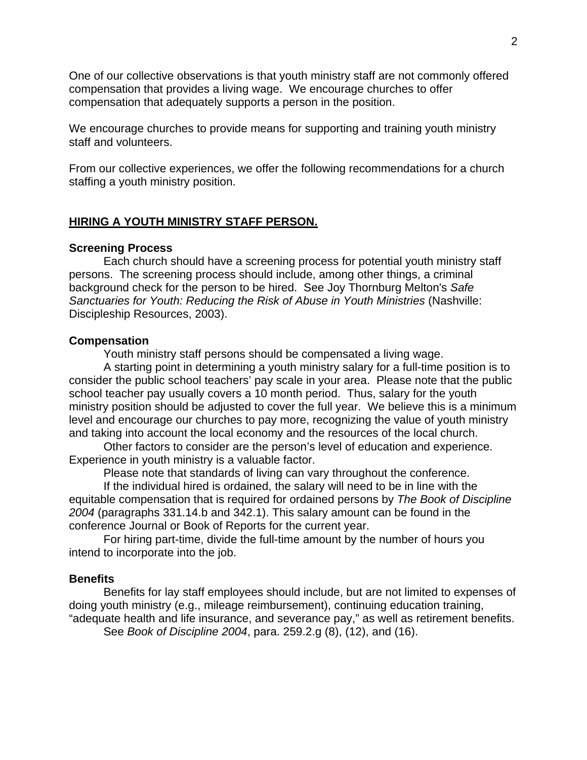One of our collective observations is that youth ministry staff are not commonly offered compensation that provides a living wage. We encourage churches to offer compensation that adequately supports a person in the position.

We encourage churches to provide means for supporting and training youth ministry staff and volunteers.

From our collective experiences, we offer the following recommendations for a church staffing a youth ministry position.

## HIRING A YOUTH MINISTRY STAFF PERSON.

### Screening Process

Each church should have a screening process for potential youth ministry staff persons. The screening process should include, among other things, a criminal background check for the person to be hired. See Joy Thornburg Melton's *Safe Sanctuaries for Youth: Reducing the Risk of Abuse in Youth Ministries* (Nashville: Discipleship Resources, 2003).

### Compensation

Youth ministry staff persons should be compensated a living wage.

A starting point in determining a youth ministry salary for a full-time position is to consider the public school teachers' pay scale in your area. Please note that the public school teacher pay usually covers a 10 month period. Thus, salary for the youth ministry position should be adjusted to cover the full year. We believe this is a minimum level and encourage our churches to pay more, recognizing the value of youth ministry and taking into account the local economy and the resources of the local church.

Other factors to consider are the person's level of education and experience. Experience in youth ministry is a valuable factor.

Please note that standards of living can vary throughout the conference.

If the individual hired is ordained, the salary will need to be in line with the equitable compensation that is required for ordained persons by *The Book of Discipline 2004* (paragraphs 331.14.b and 342.1). This salary amount can be found in the conference Journal or Book of Reports for the current year.

For hiring part-time, divide the full-time amount by the number of hours you intend to incorporate into the job.

### Benefits

Benefits for lay staff employees should include, but are not limited to expenses of doing youth ministry (e.g., mileage reimbursement), continuing education training, "adequate health and life insurance, and severance pay," as well as retirement benefits.

See *Book of Discipline 2004*, para. 259.2.g (8), (12), and (16).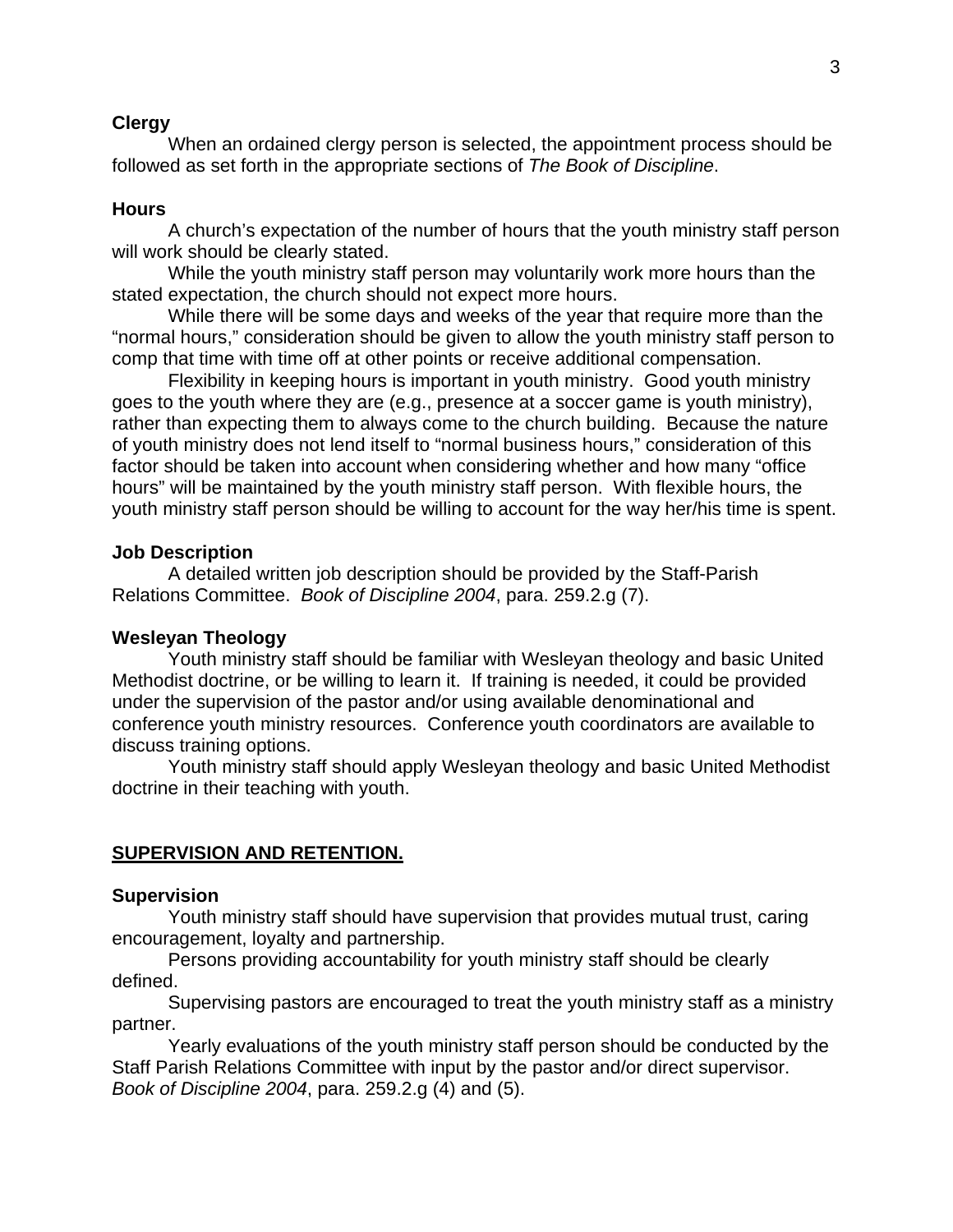**Clergy**

When an ordained clergy person is selected, the appointment process should be followed as set forth in the appropriate sections of *The Book of Discipline*.

**Hours**

A church's expectation of the number of hours that the youth ministry staff person will work should be clearly stated.

While the youth ministry staff person may voluntarily work more hours than the stated expectation, the church should not expect more hours.

While there will be some days and weeks of the year that require more than the "normal hours," consideration should be given to allow the youth ministry staff person to comp that time with time off at other points or receive additional compensation.

Flexibility in keeping hours is important in youth ministry. Good youth ministry goes to the youth where they are (e.g., presence at a soccer game is youth ministry), rather than expecting them to always come to the church building. Because the nature of youth ministry does not lend itself to "normal business hours," consideration of this factor should be taken into account when considering whether and how many "office hours" will be maintained by the youth ministry staff person. With flexible hours, the youth ministry staff person should be willing to account for the way her/his time is spent.

**Job Description**

A detailed written job description should be provided by the Staff-Parish Relations Committee. *Book of Discipline 2004*, para. 259.2.g (7).

**Wesleyan Theology**

Youth ministry staff should be familiar with Wesleyan theology and basic United Methodist doctrine, or be willing to learn it. If training is needed, it could be provided under the supervision of the pastor and/or using available denominational and conference youth ministry resources. Conference youth coordinators are available to discuss training options.

Youth ministry staff should apply Wesleyan theology and basic United Methodist doctrine in their teaching with youth.

## **SUPERVISION AND RETENTION.**

**Supervision**

Youth ministry staff should have supervision that provides mutual trust, caring encouragement, loyalty and partnership.

Persons providing accountability for youth ministry staff should be clearly defined.

Supervising pastors are encouraged to treat the youth ministry staff as a ministry partner.

Yearly evaluations of the youth ministry staff person should be conducted by the Staff Parish Relations Committee with input by the pastor and/or direct supervisor. *Book of Discipline 2004*, para. 259.2.g (4) and (5).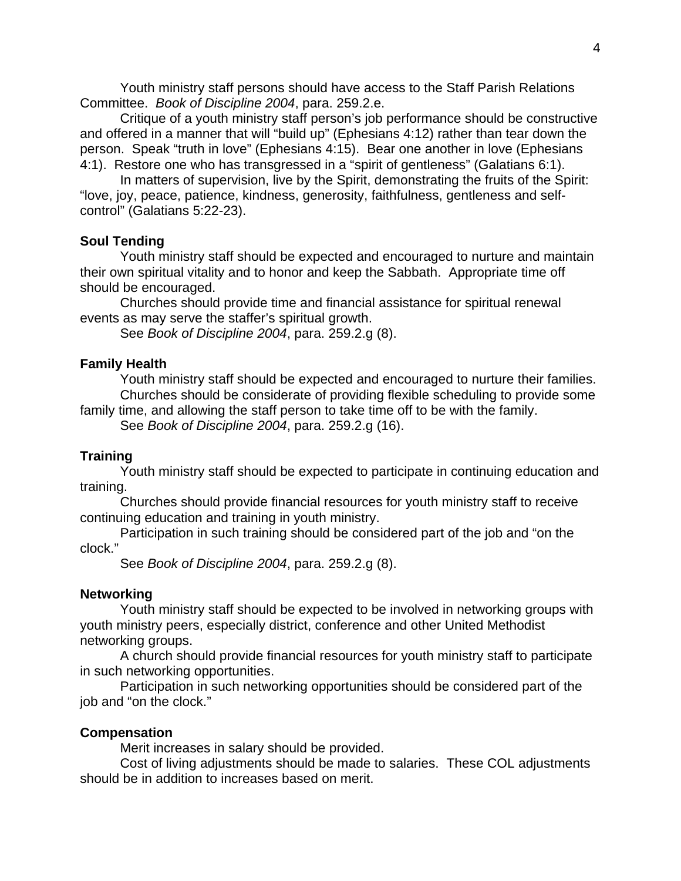Youth ministry staff persons should have access to the Staff Parish Relations Committee. *Book of Discipline 2004*, para. 259.2.e.

Critique of a youth ministry staff person's job performance should be constructive and offered in a manner that will "build up" (Ephesians 4:12) rather than tear down the person. Speak "truth in love" (Ephesians 4:15). Bear one another in love (Ephesians 4:1). Restore one who has transgressed in a "spirit of gentleness" (Galatians 6:1).

In matters of supervision, live by the Spirit, demonstrating the fruits of the Spirit: "love, joy, peace, patience, kindness, generosity, faithfulness, gentleness and self-control" (Galatians 5:22-23).

**Soul Tending**

Youth ministry staff should be expected and encouraged to nurture and maintain their own spiritual vitality and to honor and keep the Sabbath. Appropriate time off should be encouraged.

Churches should provide time and financial assistance for spiritual renewal events as may serve the staffer's spiritual growth.

See *Book of Discipline 2004*, para. 259.2.g (8).

**Family Health**

Youth ministry staff should be expected and encouraged to nurture their families.

Churches should be considerate of providing flexible scheduling to provide some family time, and allowing the staff person to take time off to be with the family.

See *Book of Discipline 2004*, para. 259.2.g (16).

**Training**

Youth ministry staff should be expected to participate in continuing education and training.

Churches should provide financial resources for youth ministry staff to receive continuing education and training in youth ministry.

Participation in such training should be considered part of the job and "on the clock."

See *Book of Discipline 2004*, para. 259.2.g (8).

**Networking**

Youth ministry staff should be expected to be involved in networking groups with youth ministry peers, especially district, conference and other United Methodist networking groups.

A church should provide financial resources for youth ministry staff to participate in such networking opportunities.

Participation in such networking opportunities should be considered part of the job and "on the clock."

**Compensation**

Merit increases in salary should be provided.

Cost of living adjustments should be made to salaries. These COL adjustments should be in addition to increases based on merit.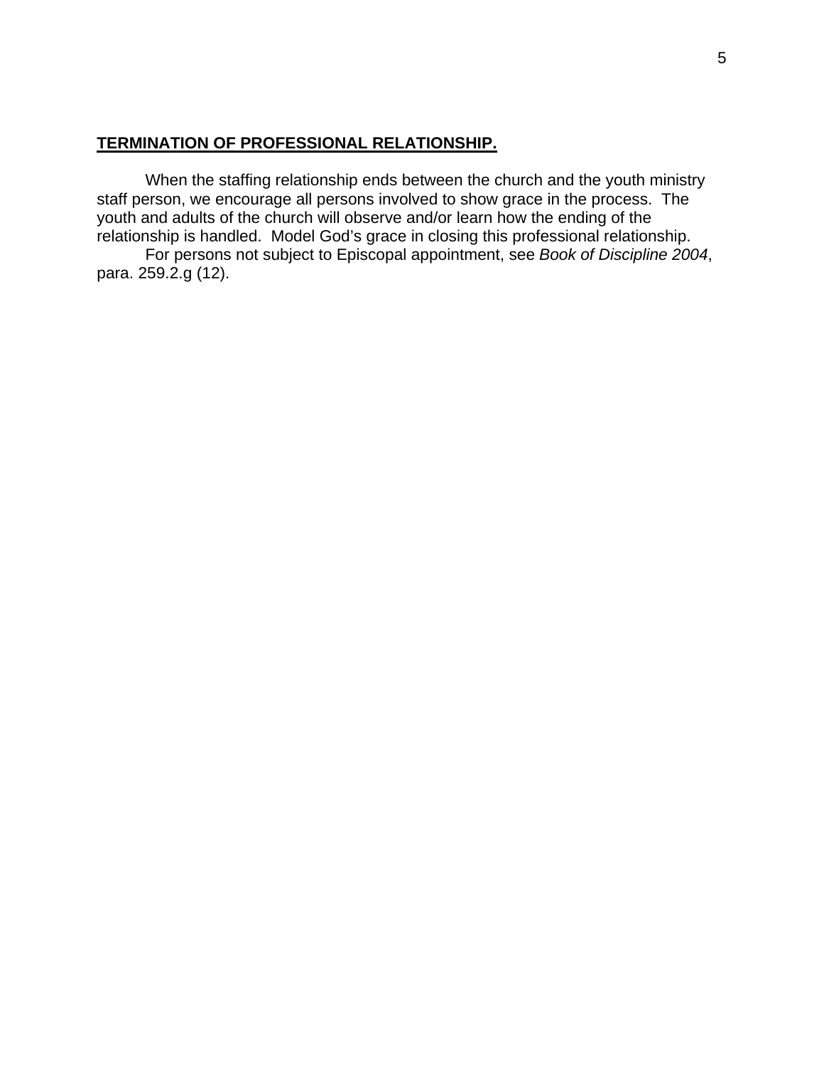**TERMINATION OF PROFESSIONAL RELATIONSHIP.**

When the staffing relationship ends between the church and the youth ministry staff person, we encourage all persons involved to show grace in the process. The youth and adults of the church will observe and/or learn how the ending of the relationship is handled. Model God's grace in closing this professional relationship.

For persons not subject to Episcopal appointment, see *Book of Discipline 2004*, para. 259.2.g (12).